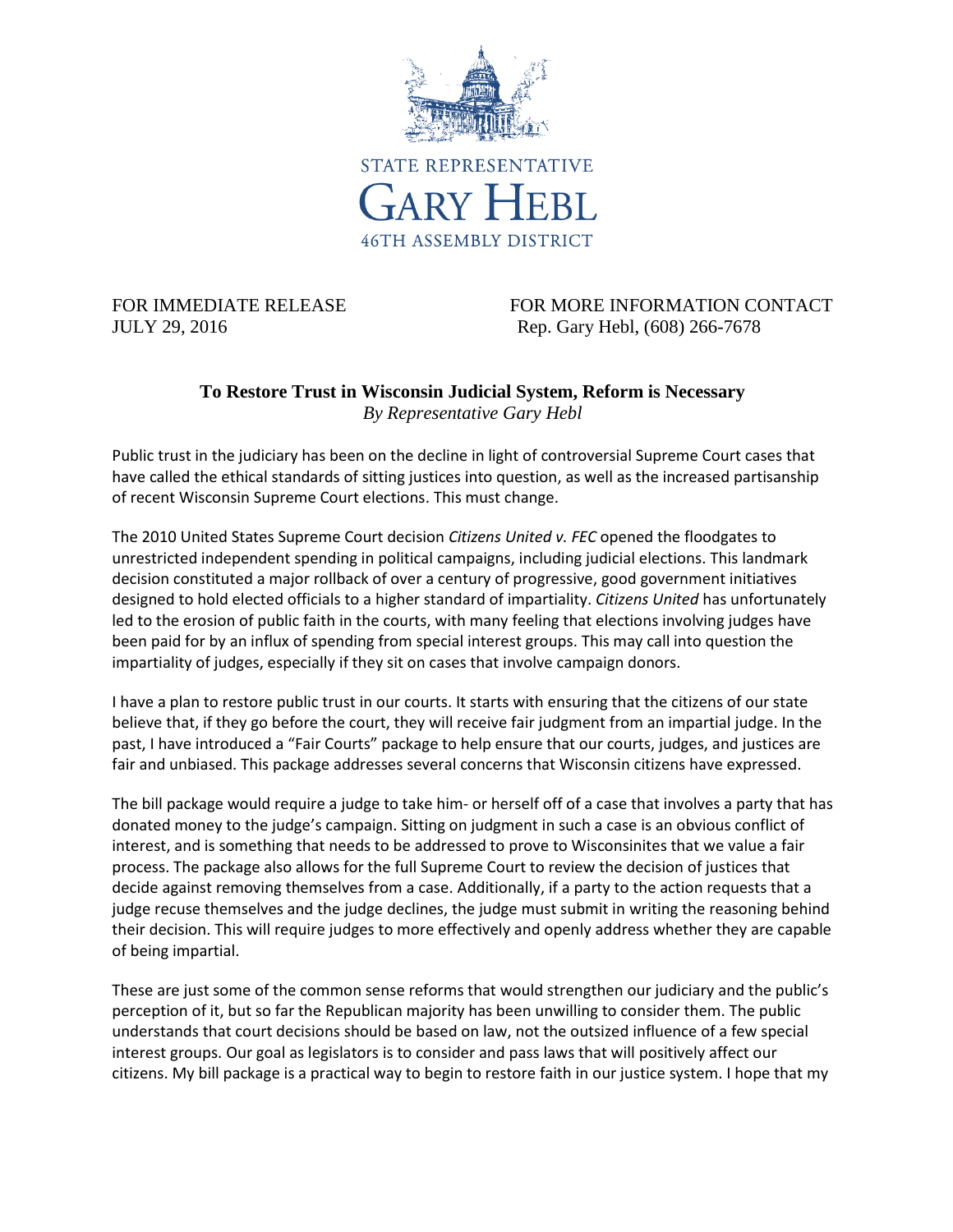STATE REPRESENTATIVE
GARY HEBL
46TH ASSEMBLY DISTRICT

FOR IMMEDIATE RELEASE
JULY 29, 2016

FOR MORE INFORMATION CONTACT
Rep. Gary Hebl, (608) 266-7678

**To Restore Trust in Wisconsin Judicial System, Reform is Necessary**
*By Representative Gary Hebl*

Public trust in the judiciary has been on the decline in light of controversial Supreme Court cases that have called the ethical standards of sitting justices into question, as well as the increased partisanship of recent Wisconsin Supreme Court elections. This must change.

The 2010 United States Supreme Court decision *Citizens United v. FEC* opened the floodgates to unrestricted independent spending in political campaigns, including judicial elections. This landmark decision constituted a major rollback of over a century of progressive, good government initiatives designed to hold elected officials to a higher standard of impartiality. *Citizens United* has unfortunately led to the erosion of public faith in the courts, with many feeling that elections involving judges have been paid for by an influx of spending from special interest groups. This may call into question the impartiality of judges, especially if they sit on cases that involve campaign donors.

I have a plan to restore public trust in our courts. It starts with ensuring that the citizens of our state believe that, if they go before the court, they will receive fair judgment from an impartial judge. In the past, I have introduced a "Fair Courts" package to help ensure that our courts, judges, and justices are fair and unbiased. This package addresses several concerns that Wisconsin citizens have expressed.

The bill package would require a judge to take him- or herself off of a case that involves a party that has donated money to the judge's campaign. Sitting on judgment in such a case is an obvious conflict of interest, and is something that needs to be addressed to prove to Wisconsinites that we value a fair process. The package also allows for the full Supreme Court to review the decision of justices that decide against removing themselves from a case. Additionally, if a party to the action requests that a judge recuse themselves and the judge declines, the judge must submit in writing the reasoning behind their decision. This will require judges to more effectively and openly address whether they are capable of being impartial.

These are just some of the common sense reforms that would strengthen our judiciary and the public's perception of it, but so far the Republican majority has been unwilling to consider them. The public understands that court decisions should be based on law, not the outsized influence of a few special interest groups. Our goal as legislators is to consider and pass laws that will positively affect our citizens. My bill package is a practical way to begin to restore faith in our justice system. I hope that my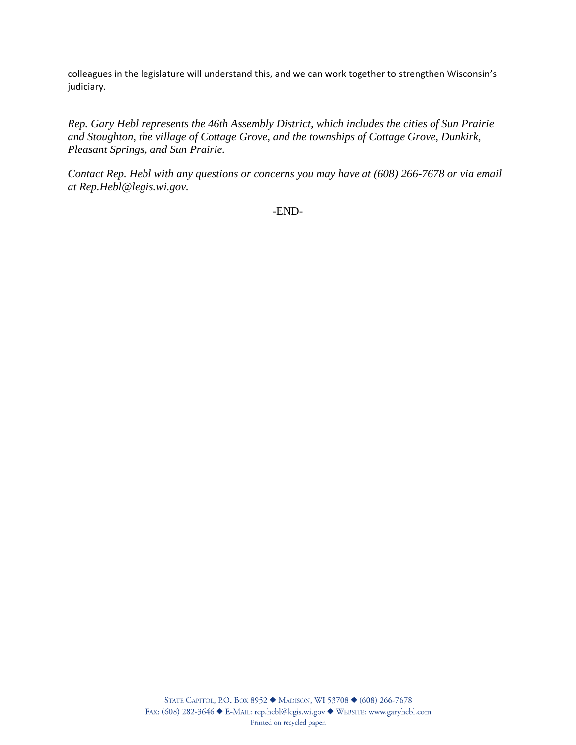colleagues in the legislature will understand this, and we can work together to strengthen Wisconsin's judiciary.

*Rep. Gary Hebl represents the 46th Assembly District, which includes the cities of Sun Prairie and Stoughton, the village of Cottage Grove, and the townships of Cottage Grove, Dunkirk, Pleasant Springs, and Sun Prairie.*

*Contact Rep. Hebl with any questions or concerns you may have at (608) 266-7678 or via email at Rep.Hebl@legis.wi.gov.*

-END-

STATE CAPITOL, P.O. BOX 8952 ◆ MADISON, WI 53708 ◆ (608) 266-7678
FAX: (608) 282-3646 ◆ E-MAIL: rep.hebl@legis.wi.gov ◆ WEBSITE: www.garyhebl.com
Printed on recycled paper.